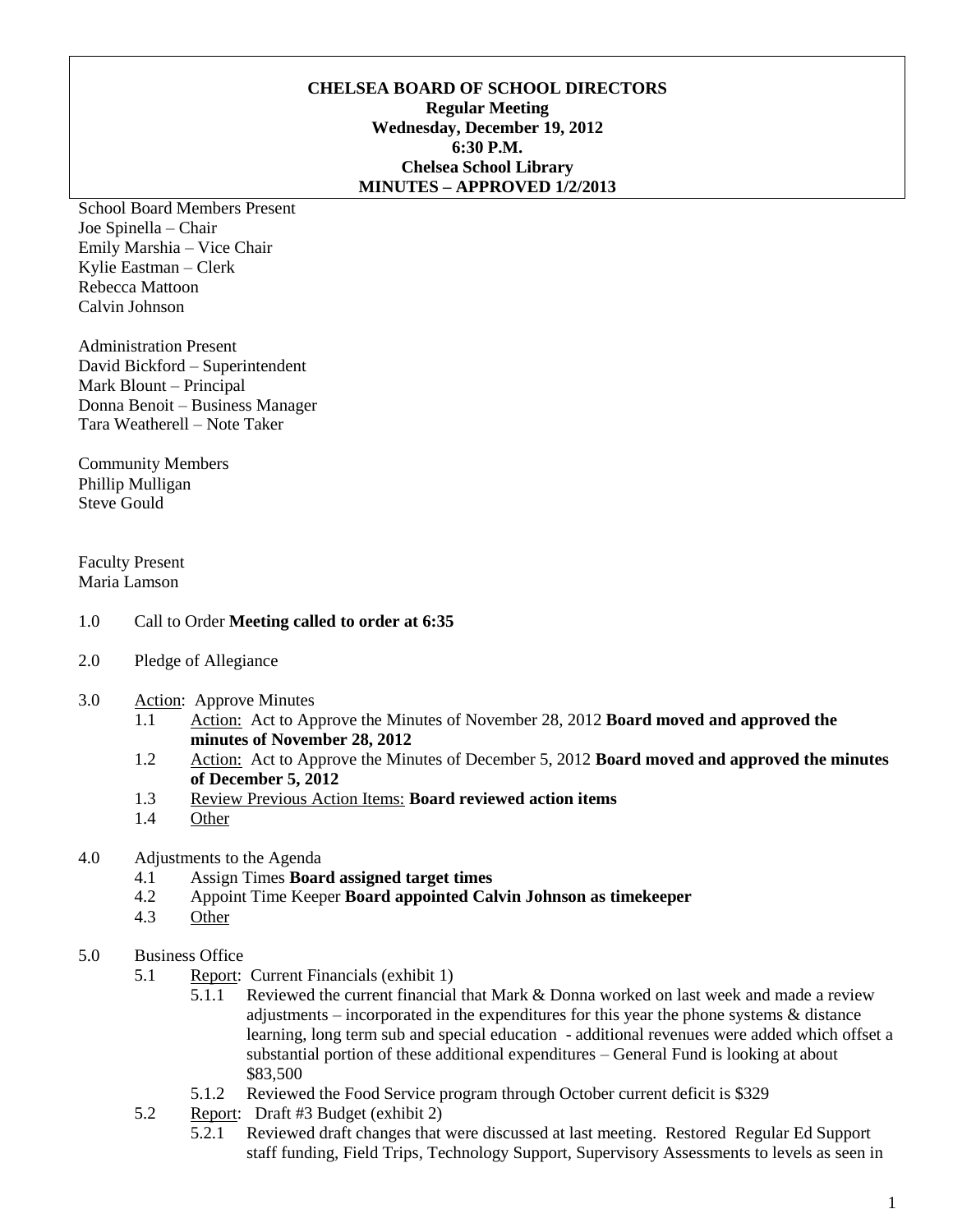**CHELSEA BOARD OF SCHOOL DIRECTORS**
**Regular Meeting**
**Wednesday, December 19, 2012**
**6:30 P.M.**
**Chelsea School Library**
**MINUTES – APPROVED 1/2/2013**

School Board Members Present
Joe Spinella – Chair
Emily Marshia – Vice Chair
Kylie Eastman – Clerk
Rebecca Mattoon
Calvin Johnson

Administration Present
David Bickford – Superintendent
Mark Blount – Principal
Donna Benoit – Business Manager
Tara Weatherell – Note Taker

Community Members
Phillip Mulligan
Steve Gould

Faculty Present
Maria Lamson

1.0 Call to Order **Meeting called to order at 6:35**

2.0 Pledge of Allegiance

3.0 Action: Approve Minutes
- 1.1 Action: Act to Approve the Minutes of November 28, 2012 **Board moved and approved the minutes of November 28, 2012**
- 1.2 Action: Act to Approve the Minutes of December 5, 2012 **Board moved and approved the minutes of December 5, 2012**
- 1.3 Review Previous Action Items: **Board reviewed action items**
- 1.4 Other

4.0 Adjustments to the Agenda
- 4.1 Assign Times **Board assigned target times**
- 4.2 Appoint Time Keeper **Board appointed Calvin Johnson as timekeeper**
- 4.3 Other

5.0 Business Office
- 5.1 Report: Current Financials (exhibit 1)
  - 5.1.1 Reviewed the current financial that Mark & Donna worked on last week and made a review adjustments – incorporated in the expenditures for this year the phone systems & distance learning, long term sub and special education - additional revenues were added which offset a substantial portion of these additional expenditures – General Fund is looking at about $83,500
  - 5.1.2 Reviewed the Food Service program through October current deficit is $329
- 5.2 Report: Draft #3 Budget (exhibit 2)
  - 5.2.1 Reviewed draft changes that were discussed at last meeting. Restored Regular Ed Support staff funding, Field Trips, Technology Support, Supervisory Assessments to levels as seen in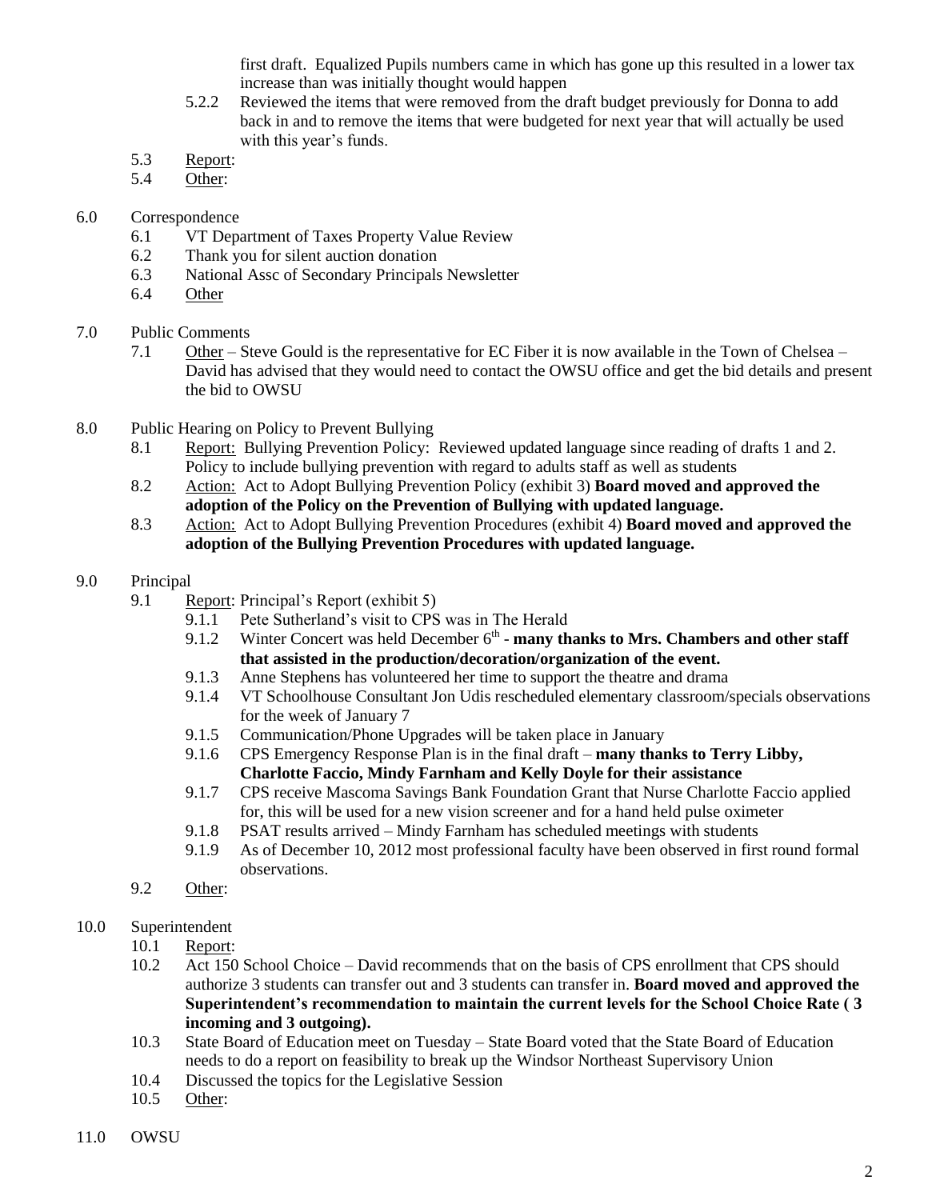first draft. Equalized Pupils numbers came in which has gone up this resulted in a lower tax increase than was initially thought would happen

5.2.2 Reviewed the items that were removed from the draft budget previously for Donna to add back in and to remove the items that were budgeted for next year that will actually be used with this year's funds.

5.3 Report:

5.4 Other:

6.0 Correspondence

6.1 VT Department of Taxes Property Value Review

6.2 Thank you for silent auction donation

6.3 National Assc of Secondary Principals Newsletter

6.4 Other

7.0 Public Comments

7.1 Other – Steve Gould is the representative for EC Fiber it is now available in the Town of Chelsea – David has advised that they would need to contact the OWSU office and get the bid details and present the bid to OWSU

8.0 Public Hearing on Policy to Prevent Bullying

8.1 Report: Bullying Prevention Policy: Reviewed updated language since reading of drafts 1 and 2. Policy to include bullying prevention with regard to adults staff as well as students

8.2 Action: Act to Adopt Bullying Prevention Policy (exhibit 3) **Board moved and approved the adoption of the Policy on the Prevention of Bullying with updated language.**

8.3 Action: Act to Adopt Bullying Prevention Procedures (exhibit 4) **Board moved and approved the adoption of the Bullying Prevention Procedures with updated language.**

9.0 Principal

9.1 Report: Principal's Report (exhibit 5)

9.1.1 Pete Sutherland's visit to CPS was in The Herald

9.1.2 Winter Concert was held December 6th - **many thanks to Mrs. Chambers and other staff that assisted in the production/decoration/organization of the event.**

9.1.3 Anne Stephens has volunteered her time to support the theatre and drama

9.1.4 VT Schoolhouse Consultant Jon Udis rescheduled elementary classroom/specials observations for the week of January 7

9.1.5 Communication/Phone Upgrades will be taken place in January

9.1.6 CPS Emergency Response Plan is in the final draft – **many thanks to Terry Libby, Charlotte Faccio, Mindy Farnham and Kelly Doyle for their assistance**

9.1.7 CPS receive Mascoma Savings Bank Foundation Grant that Nurse Charlotte Faccio applied for, this will be used for a new vision screener and for a hand held pulse oximeter

9.1.8 PSAT results arrived – Mindy Farnham has scheduled meetings with students

9.1.9 As of December 10, 2012 most professional faculty have been observed in first round formal observations.

9.2 Other:

10.0 Superintendent

10.1 Report:

10.2 Act 150 School Choice – David recommends that on the basis of CPS enrollment that CPS should authorize 3 students can transfer out and 3 students can transfer in. **Board moved and approved the Superintendent's recommendation to maintain the current levels for the School Choice Rate ( 3 incoming and 3 outgoing).**

10.3 State Board of Education meet on Tuesday – State Board voted that the State Board of Education needs to do a report on feasibility to break up the Windsor Northeast Supervisory Union

10.4 Discussed the topics for the Legislative Session

10.5 Other:

11.0 OWSU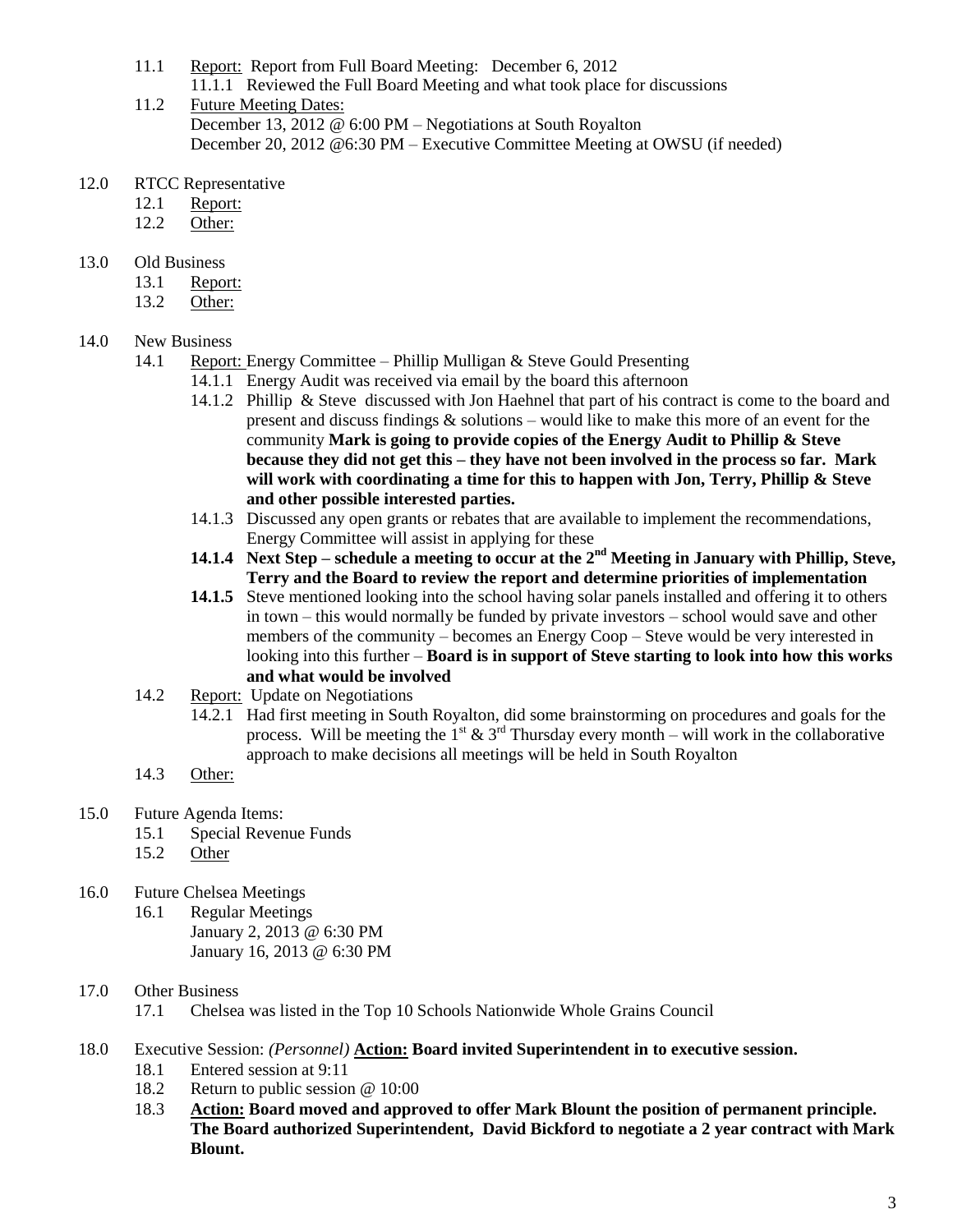11.1 Report: Report from Full Board Meeting: December 6, 2012
 11.1.1 Reviewed the Full Board Meeting and what took place for discussions

11.2 Future Meeting Dates:
 December 13, 2012 @ 6:00 PM – Negotiations at South Royalton
 December 20, 2012 @6:30 PM – Executive Committee Meeting at OWSU (if needed)

12.0 RTCC Representative
 12.1 Report:
 12.2 Other:

13.0 Old Business
 13.1 Report:
 13.2 Other:

14.0 New Business
 14.1 Report: Energy Committee – Phillip Mulligan & Steve Gould Presenting
  14.1.1 Energy Audit was received via email by the board this afternoon
  14.1.2 Phillip & Steve discussed with Jon Haehnel that part of his contract is come to the board and present and discuss findings & solutions – would like to make this more of an event for the community **Mark is going to provide copies of the Energy Audit to Phillip & Steve because they did not get this – they have not been involved in the process so far. Mark will work with coordinating a time for this to happen with Jon, Terry, Phillip & Steve and other possible interested parties.**
  14.1.3 Discussed any open grants or rebates that are available to implement the recommendations, Energy Committee will assist in applying for these
  **14.1.4 Next Step – schedule a meeting to occur at the 2nd Meeting in January with Phillip, Steve, Terry and the Board to review the report and determine priorities of implementation**
  **14.1.5** Steve mentioned looking into the school having solar panels installed and offering it to others in town – this would normally be funded by private investors – school would save and other members of the community – becomes an Energy Coop – Steve would be very interested in looking into this further – **Board is in support of Steve starting to look into how this works and what would be involved**

 14.2 Report: Update on Negotiations
  14.2.1 Had first meeting in South Royalton, did some brainstorming on procedures and goals for the process. Will be meeting the 1st & 3rd Thursday every month – will work in the collaborative approach to make decisions all meetings will be held in South Royalton

 14.3 Other:

15.0 Future Agenda Items:
 15.1 Special Revenue Funds
 15.2 Other

16.0 Future Chelsea Meetings
 16.1 Regular Meetings
  January 2, 2013 @ 6:30 PM
  January 16, 2013 @ 6:30 PM

17.0 Other Business
 17.1 Chelsea was listed in the Top 10 Schools Nationwide Whole Grains Council

18.0 Executive Session: *(Personnel)* **Action: Board invited Superintendent in to executive session.**
 18.1 Entered session at 9:11
 18.2 Return to public session @ 10:00
 18.3 **Action: Board moved and approved to offer Mark Blount the position of permanent principle. The Board authorized Superintendent, David Bickford to negotiate a 2 year contract with Mark Blount.**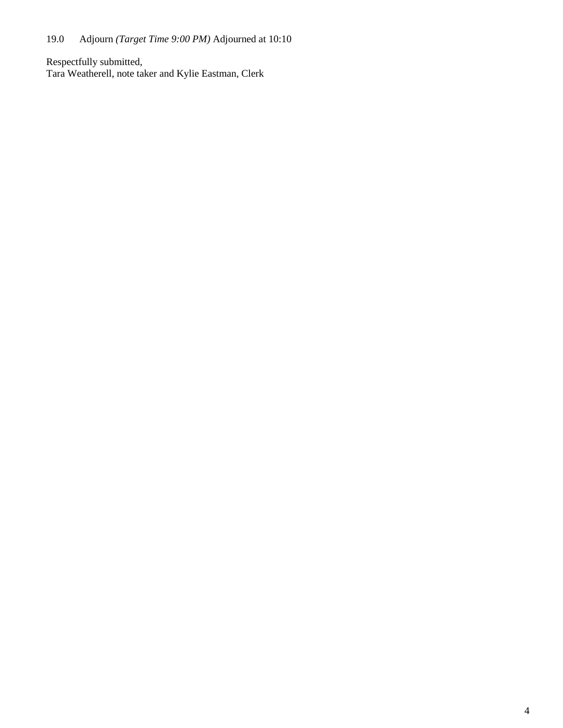19.0 Adjourn *(Target Time 9:00 PM)* Adjourned at 10:10

Respectfully submitted,
Tara Weatherell, note taker and Kylie Eastman, Clerk